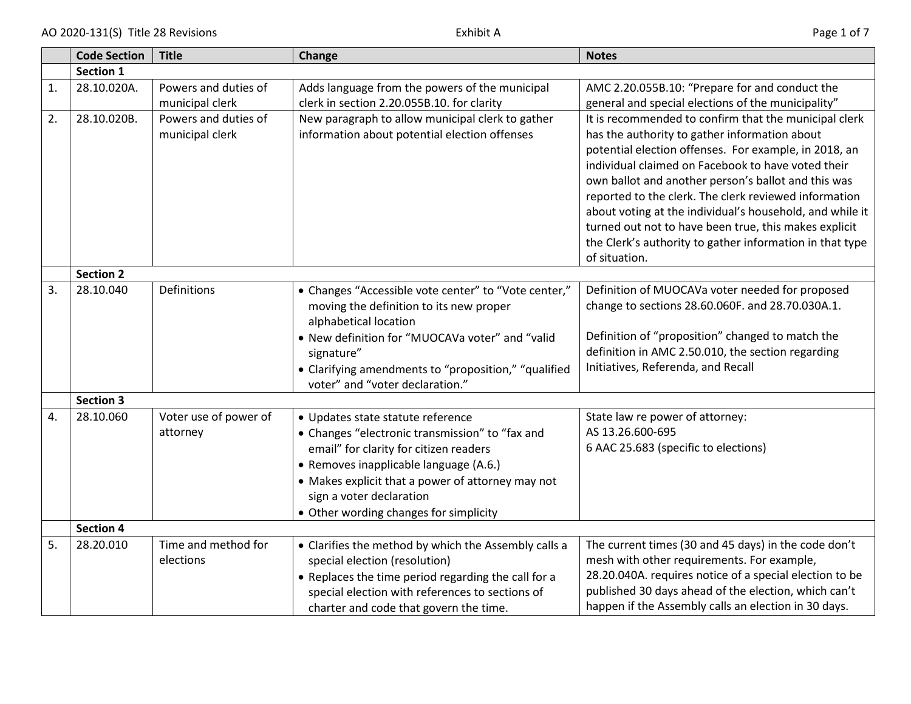| | Code Section | Title | Change | Notes |
|---|---|---|---|---|
| | **Section 1** | | | |
| 1. | 28.10.020A. | Powers and duties of municipal clerk | Adds language from the powers of the municipal clerk in section 2.20.055B.10. for clarity | AMC 2.20.055B.10: "Prepare for and conduct the general and special elections of the municipality" |
| 2. | 28.10.020B. | Powers and duties of municipal clerk | New paragraph to allow municipal clerk to gather information about potential election offenses | It is recommended to confirm that the municipal clerk has the authority to gather information about potential election offenses. For example, in 2018, an individual claimed on Facebook to have voted their own ballot and another person's ballot and this was reported to the clerk. The clerk reviewed information about voting at the individual's household, and while it turned out not to have been true, this makes explicit the Clerk's authority to gather information in that type of situation. |
| | **Section 2** | | | |
| 3. | 28.10.040 | Definitions | • Changes "Accessible vote center" to "Vote center," moving the definition to its new proper alphabetical location<br>• New definition for "MUOCAVa voter" and "valid signature"<br>• Clarifying amendments to "proposition," "qualified voter" and "voter declaration." | Definition of MUOCAVa voter needed for proposed change to sections 28.60.060F. and 28.70.030A.1.<br><br>Definition of "proposition" changed to match the definition in AMC 2.50.010, the section regarding Initiatives, Referenda, and Recall |
| | **Section 3** | | | |
| 4. | 28.10.060 | Voter use of power of attorney | • Updates state statute reference<br>• Changes "electronic transmission" to "fax and email" for clarity for citizen readers<br>• Removes inapplicable language (A.6.)<br>• Makes explicit that a power of attorney may not sign a voter declaration<br>• Other wording changes for simplicity | State law re power of attorney:<br>AS 13.26.600-695<br>6 AAC 25.683 (specific to elections) |
| | **Section 4** | | | |
| 5. | 28.20.010 | Time and method for elections | • Clarifies the method by which the Assembly calls a special election (resolution)<br>• Replaces the time period regarding the call for a special election with references to sections of charter and code that govern the time. | The current times (30 and 45 days) in the code don't mesh with other requirements. For example, 28.20.040A. requires notice of a special election to be published 30 days ahead of the election, which can't happen if the Assembly calls an election in 30 days. |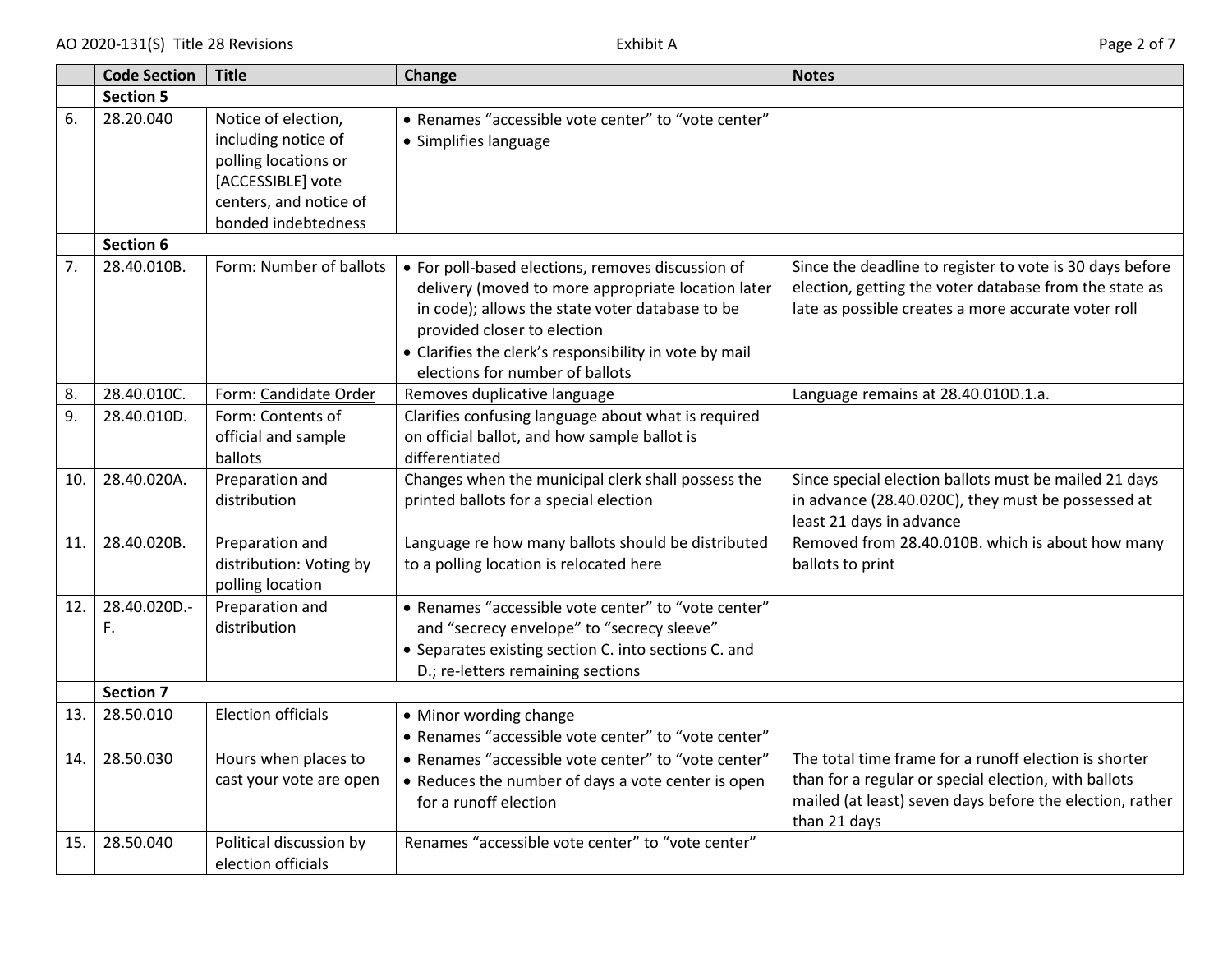| | Code Section | Title | Change | Notes |
|---|---|---|---|---|
| | **Section 5** | | | |
| 6. | 28.20.040 | Notice of election, including notice of polling locations or [ACCESSIBLE] vote centers, and notice of bonded indebtedness | • Renames "accessible vote center" to "vote center"<br>• Simplifies language | |
| | **Section 6** | | | |
| 7. | 28.40.010B. | Form: Number of ballots | • For poll-based elections, removes discussion of delivery (moved to more appropriate location later in code); allows the state voter database to be provided closer to election<br>• Clarifies the clerk's responsibility in vote by mail elections for number of ballots | Since the deadline to register to vote is 30 days before election, getting the voter database from the state as late as possible creates a more accurate voter roll |
| 8. | 28.40.010C. | Form: <u>Candidate Order</u> | Removes duplicative language | Language remains at 28.40.010D.1.a. |
| 9. | 28.40.010D. | Form: Contents of official and sample ballots | Clarifies confusing language about what is required on official ballot, and how sample ballot is differentiated | |
| 10. | 28.40.020A. | Preparation and distribution | Changes when the municipal clerk shall possess the printed ballots for a special election | Since special election ballots must be mailed 21 days in advance (28.40.020C), they must be possessed at least 21 days in advance |
| 11. | 28.40.020B. | Preparation and distribution: Voting by polling location | Language re how many ballots should be distributed to a polling location is relocated here | Removed from 28.40.010B. which is about how many ballots to print |
| 12. | 28.40.020D.-F. | Preparation and distribution | • Renames "accessible vote center" to "vote center" and "secrecy envelope" to "secrecy sleeve"<br>• Separates existing section C. into sections C. and D.; re-letters remaining sections | |
| | **Section 7** | | | |
| 13. | 28.50.010 | Election officials | • Minor wording change<br>• Renames "accessible vote center" to "vote center" | |
| 14. | 28.50.030 | Hours when places to cast your vote are open | • Renames "accessible vote center" to "vote center"<br>• Reduces the number of days a vote center is open for a runoff election | The total time frame for a runoff election is shorter than for a regular or special election, with ballots mailed (at least) seven days before the election, rather than 21 days |
| 15. | 28.50.040 | Political discussion by election officials | Renames "accessible vote center" to "vote center" | |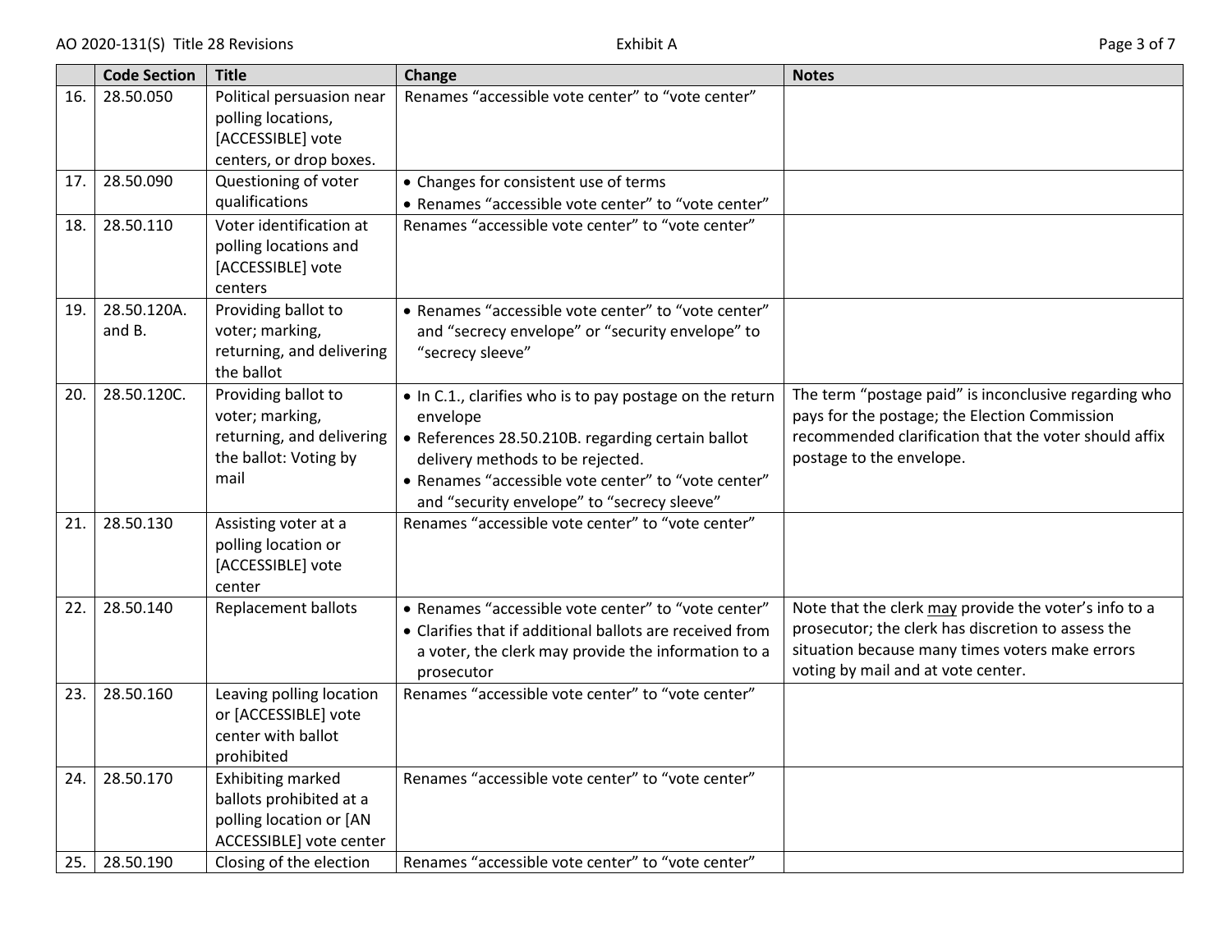| | Code Section | Title | Change | Notes |
|---|---|---|---|---|
| 16. | 28.50.050 | Political persuasion near polling locations, [ACCESSIBLE] vote centers, or drop boxes. | Renames "accessible vote center" to "vote center" | |
| 17. | 28.50.090 | Questioning of voter qualifications | • Changes for consistent use of terms<br>• Renames "accessible vote center" to "vote center" | |
| 18. | 28.50.110 | Voter identification at polling locations and [ACCESSIBLE] vote centers | Renames "accessible vote center" to "vote center" | |
| 19. | 28.50.120A. and B. | Providing ballot to voter; marking, returning, and delivering the ballot | • Renames "accessible vote center" to "vote center" and "secrecy envelope" or "security envelope" to "secrecy sleeve" | |
| 20. | 28.50.120C. | Providing ballot to voter; marking, returning, and delivering the ballot: Voting by mail | • In C.1., clarifies who is to pay postage on the return envelope<br>• References 28.50.210B. regarding certain ballot delivery methods to be rejected.<br>• Renames "accessible vote center" to "vote center" and "security envelope" to "secrecy sleeve" | The term "postage paid" is inconclusive regarding who pays for the postage; the Election Commission recommended clarification that the voter should affix postage to the envelope. |
| 21. | 28.50.130 | Assisting voter at a polling location or [ACCESSIBLE] vote center | Renames "accessible vote center" to "vote center" | |
| 22. | 28.50.140 | Replacement ballots | • Renames "accessible vote center" to "vote center"<br>• Clarifies that if additional ballots are received from a voter, the clerk may provide the information to a prosecutor | Note that the clerk <u>may</u> provide the voter's info to a prosecutor; the clerk has discretion to assess the situation because many times voters make errors voting by mail and at vote center. |
| 23. | 28.50.160 | Leaving polling location or [ACCESSIBLE] vote center with ballot prohibited | Renames "accessible vote center" to "vote center" | |
| 24. | 28.50.170 | Exhibiting marked ballots prohibited at a polling location or [AN ACCESSIBLE] vote center | Renames "accessible vote center" to "vote center" | |
| 25. | 28.50.190 | Closing of the election | Renames "accessible vote center" to "vote center" | |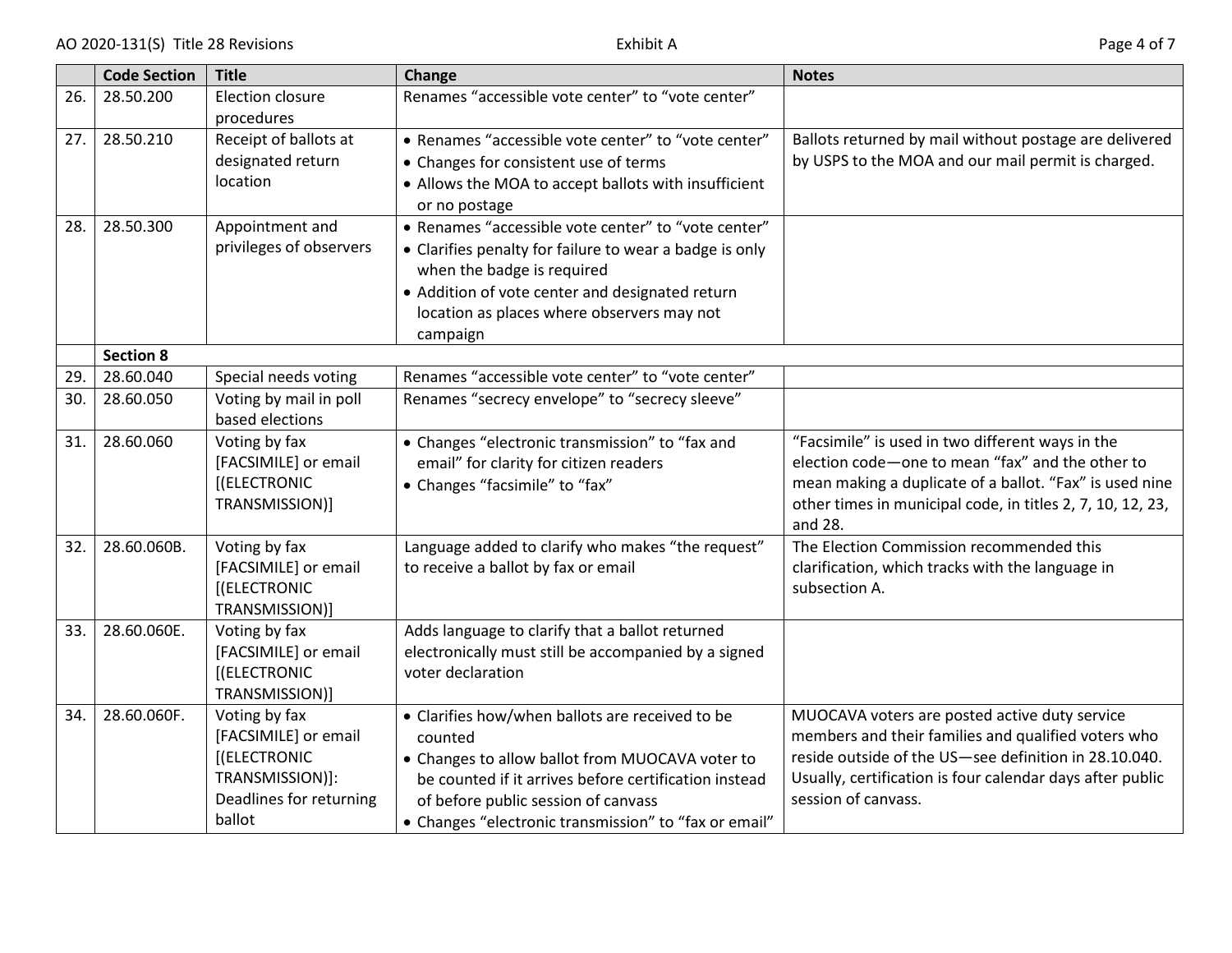| | Code Section | Title | Change | Notes |
|---|---|---|---|---|
| 26. | 28.50.200 | Election closure procedures | Renames "accessible vote center" to "vote center" | |
| 27. | 28.50.210 | Receipt of ballots at designated return location | • Renames "accessible vote center" to "vote center"<br>• Changes for consistent use of terms<br>• Allows the MOA to accept ballots with insufficient or no postage | Ballots returned by mail without postage are delivered by USPS to the MOA and our mail permit is charged. |
| 28. | 28.50.300 | Appointment and privileges of observers | • Renames "accessible vote center" to "vote center"<br>• Clarifies penalty for failure to wear a badge is only when the badge is required<br>• Addition of vote center and designated return location as places where observers may not campaign | |
| | **Section 8** | | | |
| 29. | 28.60.040 | Special needs voting | Renames "accessible vote center" to "vote center" | |
| 30. | 28.60.050 | Voting by mail in poll based elections | Renames "secrecy envelope" to "secrecy sleeve" | |
| 31. | 28.60.060 | Voting by fax [FACSIMILE] or email [(ELECTRONIC TRANSMISSION)] | • Changes "electronic transmission" to "fax and email" for clarity for citizen readers<br>• Changes "facsimile" to "fax" | "Facsimile" is used in two different ways in the election code—one to mean "fax" and the other to mean making a duplicate of a ballot. "Fax" is used nine other times in municipal code, in titles 2, 7, 10, 12, 23, and 28. |
| 32. | 28.60.060B. | Voting by fax [FACSIMILE] or email [(ELECTRONIC TRANSMISSION)] | Language added to clarify who makes "the request" to receive a ballot by fax or email | The Election Commission recommended this clarification, which tracks with the language in subsection A. |
| 33. | 28.60.060E. | Voting by fax [FACSIMILE] or email [(ELECTRONIC TRANSMISSION)] | Adds language to clarify that a ballot returned electronically must still be accompanied by a signed voter declaration | |
| 34. | 28.60.060F. | Voting by fax [FACSIMILE] or email [(ELECTRONIC TRANSMISSION)]: Deadlines for returning ballot | • Clarifies how/when ballots are received to be counted<br>• Changes to allow ballot from MUOCAVA voter to be counted if it arrives before certification instead of before public session of canvass<br>• Changes "electronic transmission" to "fax or email" | MUOCAVA voters are posted active duty service members and their families and qualified voters who reside outside of the US—see definition in 28.10.040. Usually, certification is four calendar days after public session of canvass. |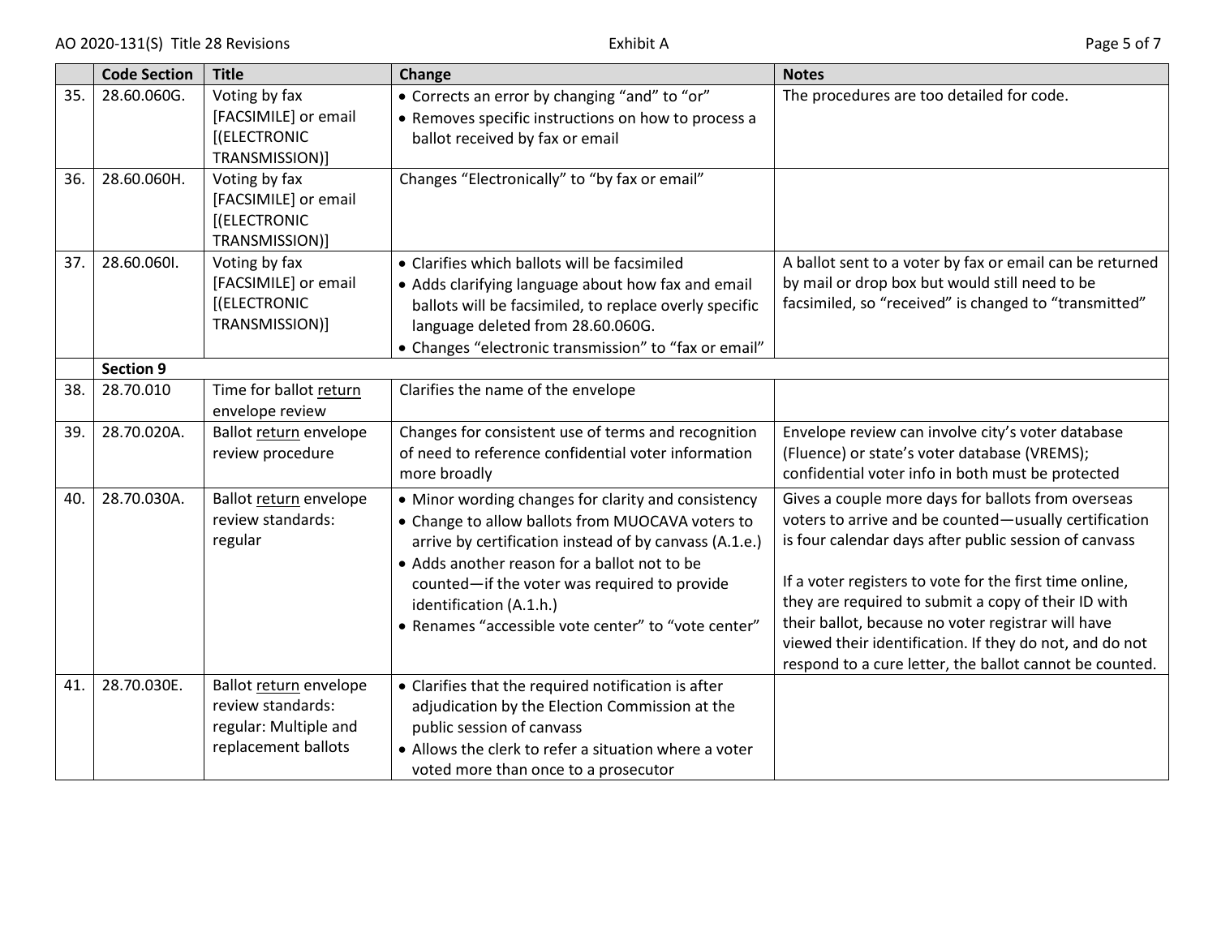| | Code Section | Title | Change | Notes |
|---|---|---|---|---|
| 35. | 28.60.060G. | Voting by fax [FACSIMILE] or email [(ELECTRONIC TRANSMISSION)] | • Corrects an error by changing "and" to "or"<br>• Removes specific instructions on how to process a ballot received by fax or email | The procedures are too detailed for code. |
| 36. | 28.60.060H. | Voting by fax [FACSIMILE] or email [(ELECTRONIC TRANSMISSION)] | Changes "Electronically" to "by fax or email" | |
| 37. | 28.60.060I. | Voting by fax [FACSIMILE] or email [(ELECTRONIC TRANSMISSION)] | • Clarifies which ballots will be facsimiled<br>• Adds clarifying language about how fax and email ballots will be facsimiled, to replace overly specific language deleted from 28.60.060G.<br>• Changes "electronic transmission" to "fax or email" | A ballot sent to a voter by fax or email can be returned by mail or drop box but would still need to be facsimiled, so "received" is changed to "transmitted" |
| | **Section 9** | | | |
| 38. | 28.70.010 | Time for ballot <u>return</u> envelope review | Clarifies the name of the envelope | |
| 39. | 28.70.020A. | Ballot <u>return</u> envelope review procedure | Changes for consistent use of terms and recognition of need to reference confidential voter information more broadly | Envelope review can involve city's voter database (Fluence) or state's voter database (VREMS); confidential voter info in both must be protected |
| 40. | 28.70.030A. | Ballot <u>return</u> envelope review standards: regular | • Minor wording changes for clarity and consistency<br>• Change to allow ballots from MUOCAVA voters to arrive by certification instead of by canvass (A.1.e.)<br>• Adds another reason for a ballot not to be counted—if the voter was required to provide identification (A.1.h.)<br>• Renames "accessible vote center" to "vote center" | Gives a couple more days for ballots from overseas voters to arrive and be counted—usually certification is four calendar days after public session of canvass<br><br>If a voter registers to vote for the first time online, they are required to submit a copy of their ID with their ballot, because no voter registrar will have viewed their identification. If they do not, and do not respond to a cure letter, the ballot cannot be counted. |
| 41. | 28.70.030E. | Ballot <u>return</u> envelope review standards: regular: Multiple and replacement ballots | • Clarifies that the required notification is after adjudication by the Election Commission at the public session of canvass<br>• Allows the clerk to refer a situation where a voter voted more than once to a prosecutor | |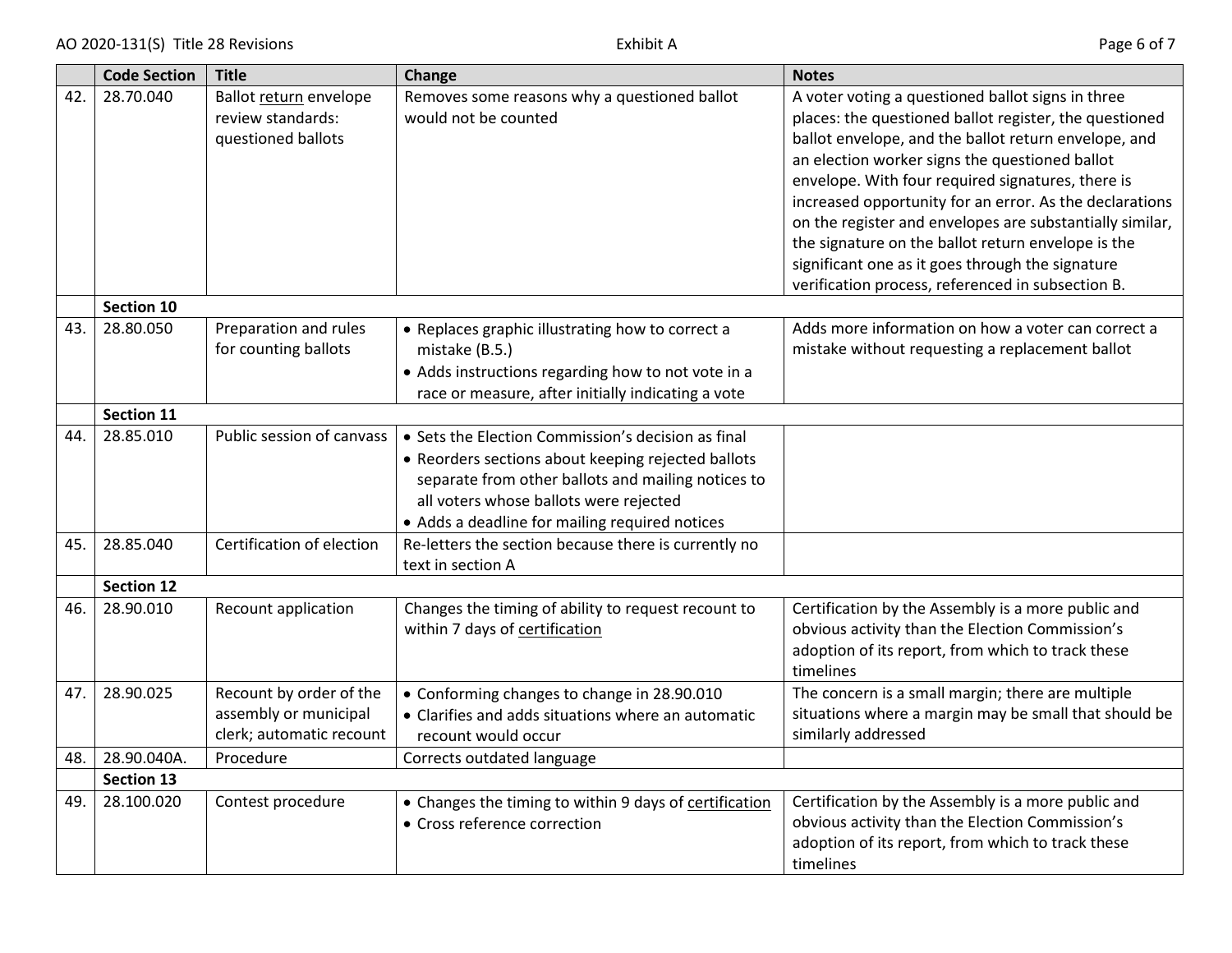| | Code Section | Title | Change | Notes |
|---|---|---|---|---|
| 42. | 28.70.040 | Ballot return envelope review standards: questioned ballots | Removes some reasons why a questioned ballot would not be counted | A voter voting a questioned ballot signs in three places: the questioned ballot register, the questioned ballot envelope, and the ballot return envelope, and an election worker signs the questioned ballot envelope. With four required signatures, there is increased opportunity for an error. As the declarations on the register and envelopes are substantially similar, the signature on the ballot return envelope is the significant one as it goes through the signature verification process, referenced in subsection B. |
| | **Section 10** | | | |
| 43. | 28.80.050 | Preparation and rules for counting ballots | • Replaces graphic illustrating how to correct a mistake (B.5.)<br>• Adds instructions regarding how to not vote in a race or measure, after initially indicating a vote | Adds more information on how a voter can correct a mistake without requesting a replacement ballot |
| | **Section 11** | | | |
| 44. | 28.85.010 | Public session of canvass | • Sets the Election Commission's decision as final<br>• Reorders sections about keeping rejected ballots separate from other ballots and mailing notices to all voters whose ballots were rejected<br>• Adds a deadline for mailing required notices | |
| 45. | 28.85.040 | Certification of election | Re-letters the section because there is currently no text in section A | |
| | **Section 12** | | | |
| 46. | 28.90.010 | Recount application | Changes the timing of ability to request recount to within 7 days of certification | Certification by the Assembly is a more public and obvious activity than the Election Commission's adoption of its report, from which to track these timelines |
| 47. | 28.90.025 | Recount by order of the assembly or municipal clerk; automatic recount | • Conforming changes to change in 28.90.010<br>• Clarifies and adds situations where an automatic recount would occur | The concern is a small margin; there are multiple situations where a margin may be small that should be similarly addressed |
| 48. | 28.90.040A. | Procedure | Corrects outdated language | |
| | **Section 13** | | | |
| 49. | 28.100.020 | Contest procedure | • Changes the timing to within 9 days of certification<br>• Cross reference correction | Certification by the Assembly is a more public and obvious activity than the Election Commission's adoption of its report, from which to track these timelines |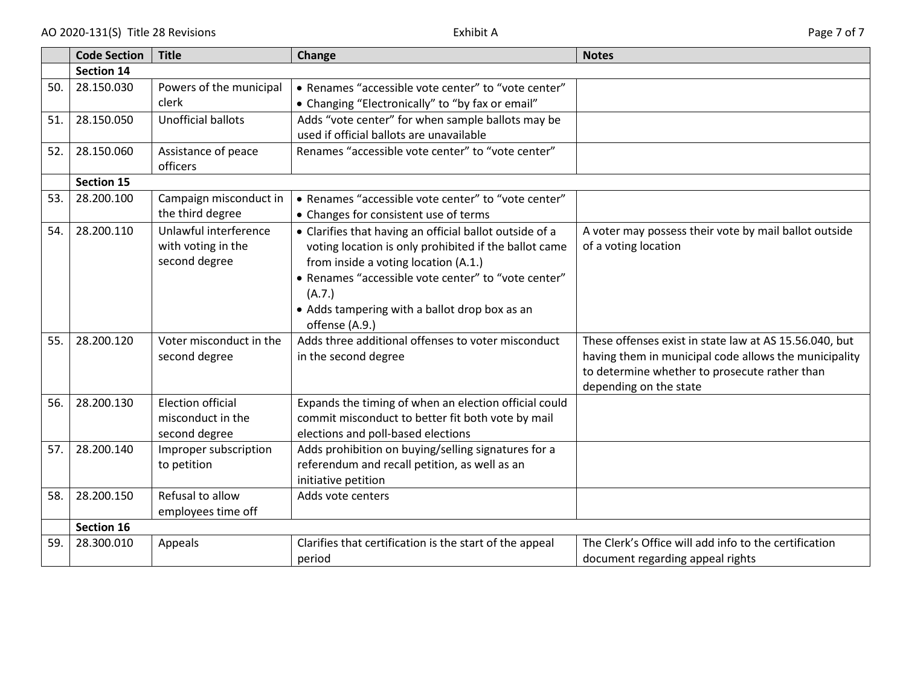| | Code Section | Title | Change | Notes |
|---|---|---|---|---|
| | **Section 14** | | | |
| 50. | 28.150.030 | Powers of the municipal clerk | • Renames "accessible vote center" to "vote center"<br>• Changing "Electronically" to "by fax or email" | |
| 51. | 28.150.050 | Unofficial ballots | Adds "vote center" for when sample ballots may be used if official ballots are unavailable | |
| 52. | 28.150.060 | Assistance of peace officers | Renames "accessible vote center" to "vote center" | |
| | **Section 15** | | | |
| 53. | 28.200.100 | Campaign misconduct in the third degree | • Renames "accessible vote center" to "vote center"<br>• Changes for consistent use of terms | |
| 54. | 28.200.110 | Unlawful interference with voting in the second degree | • Clarifies that having an official ballot outside of a voting location is only prohibited if the ballot came from inside a voting location (A.1.)<br>• Renames "accessible vote center" to "vote center" (A.7.)<br>• Adds tampering with a ballot drop box as an offense (A.9.) | A voter may possess their vote by mail ballot outside of a voting location |
| 55. | 28.200.120 | Voter misconduct in the second degree | Adds three additional offenses to voter misconduct in the second degree | These offenses exist in state law at AS 15.56.040, but having them in municipal code allows the municipality to determine whether to prosecute rather than depending on the state |
| 56. | 28.200.130 | Election official misconduct in the second degree | Expands the timing of when an election official could commit misconduct to better fit both vote by mail elections and poll-based elections | |
| 57. | 28.200.140 | Improper subscription to petition | Adds prohibition on buying/selling signatures for a referendum and recall petition, as well as an initiative petition | |
| 58. | 28.200.150 | Refusal to allow employees time off | Adds vote centers | |
| | **Section 16** | | | |
| 59. | 28.300.010 | Appeals | Clarifies that certification is the start of the appeal period | The Clerk's Office will add info to the certification document regarding appeal rights |